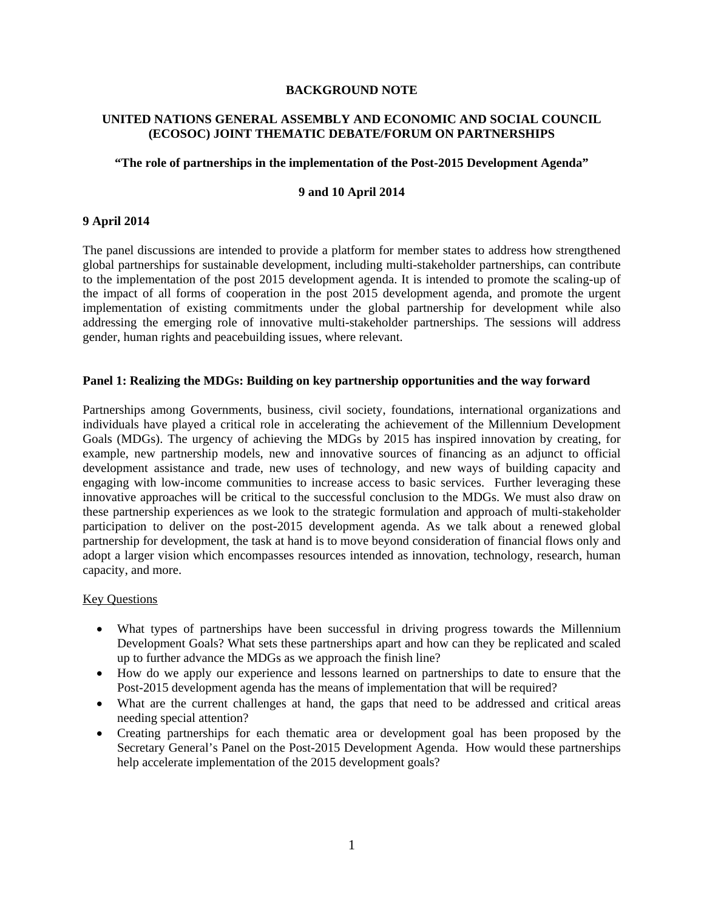**BACKGROUND NOTE**

**UNITED NATIONS GENERAL ASSEMBLY AND ECONOMIC AND SOCIAL COUNCIL (ECOSOC) JOINT THEMATIC DEBATE/FORUM ON PARTNERSHIPS**

**"The role of partnerships in the implementation of the Post-2015 Development Agenda"**

**9 and 10 April 2014**

**9 April 2014**

The panel discussions are intended to provide a platform for member states to address how strengthened global partnerships for sustainable development, including multi-stakeholder partnerships, can contribute to the implementation of the post 2015 development agenda. It is intended to promote the scaling-up of the impact of all forms of cooperation in the post 2015 development agenda, and promote the urgent implementation of existing commitments under the global partnership for development while also addressing the emerging role of innovative multi-stakeholder partnerships. The sessions will address gender, human rights and peacebuilding issues, where relevant.

**Panel 1: Realizing the MDGs: Building on key partnership opportunities and the way forward**

Partnerships among Governments, business, civil society, foundations, international organizations and individuals have played a critical role in accelerating the achievement of the Millennium Development Goals (MDGs). The urgency of achieving the MDGs by 2015 has inspired innovation by creating, for example, new partnership models, new and innovative sources of financing as an adjunct to official development assistance and trade, new uses of technology, and new ways of building capacity and engaging with low-income communities to increase access to basic services. Further leveraging these innovative approaches will be critical to the successful conclusion to the MDGs. We must also draw on these partnership experiences as we look to the strategic formulation and approach of multi-stakeholder participation to deliver on the post-2015 development agenda. As we talk about a renewed global partnership for development, the task at hand is to move beyond consideration of financial flows only and adopt a larger vision which encompasses resources intended as innovation, technology, research, human capacity, and more.

Key Questions

- What types of partnerships have been successful in driving progress towards the Millennium Development Goals? What sets these partnerships apart and how can they be replicated and scaled up to further advance the MDGs as we approach the finish line?
- How do we apply our experience and lessons learned on partnerships to date to ensure that the Post-2015 development agenda has the means of implementation that will be required?
- What are the current challenges at hand, the gaps that need to be addressed and critical areas needing special attention?
- Creating partnerships for each thematic area or development goal has been proposed by the Secretary General's Panel on the Post-2015 Development Agenda. How would these partnerships help accelerate implementation of the 2015 development goals?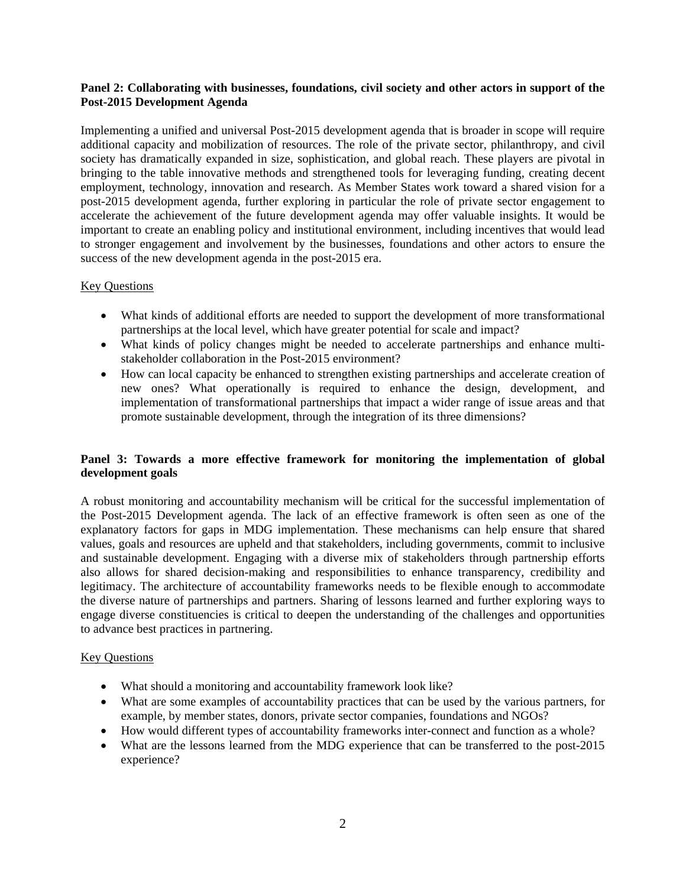**Panel 2: Collaborating with businesses, foundations, civil society and other actors in support of the Post-2015 Development Agenda**

Implementing a unified and universal Post-2015 development agenda that is broader in scope will require additional capacity and mobilization of resources. The role of the private sector, philanthropy, and civil society has dramatically expanded in size, sophistication, and global reach. These players are pivotal in bringing to the table innovative methods and strengthened tools for leveraging funding, creating decent employment, technology, innovation and research. As Member States work toward a shared vision for a post-2015 development agenda, further exploring in particular the role of private sector engagement to accelerate the achievement of the future development agenda may offer valuable insights. It would be important to create an enabling policy and institutional environment, including incentives that would lead to stronger engagement and involvement by the businesses, foundations and other actors to ensure the success of the new development agenda in the post-2015 era.

Key Questions

- What kinds of additional efforts are needed to support the development of more transformational partnerships at the local level, which have greater potential for scale and impact?
- What kinds of policy changes might be needed to accelerate partnerships and enhance multi-stakeholder collaboration in the Post-2015 environment?
- How can local capacity be enhanced to strengthen existing partnerships and accelerate creation of new ones? What operationally is required to enhance the design, development, and implementation of transformational partnerships that impact a wider range of issue areas and that promote sustainable development, through the integration of its three dimensions?

**Panel 3: Towards a more effective framework for monitoring the implementation of global development goals**

A robust monitoring and accountability mechanism will be critical for the successful implementation of the Post-2015 Development agenda. The lack of an effective framework is often seen as one of the explanatory factors for gaps in MDG implementation. These mechanisms can help ensure that shared values, goals and resources are upheld and that stakeholders, including governments, commit to inclusive and sustainable development. Engaging with a diverse mix of stakeholders through partnership efforts also allows for shared decision-making and responsibilities to enhance transparency, credibility and legitimacy. The architecture of accountability frameworks needs to be flexible enough to accommodate the diverse nature of partnerships and partners. Sharing of lessons learned and further exploring ways to engage diverse constituencies is critical to deepen the understanding of the challenges and opportunities to advance best practices in partnering.

Key Questions

- What should a monitoring and accountability framework look like?
- What are some examples of accountability practices that can be used by the various partners, for example, by member states, donors, private sector companies, foundations and NGOs?
- How would different types of accountability frameworks inter-connect and function as a whole?
- What are the lessons learned from the MDG experience that can be transferred to the post-2015 experience?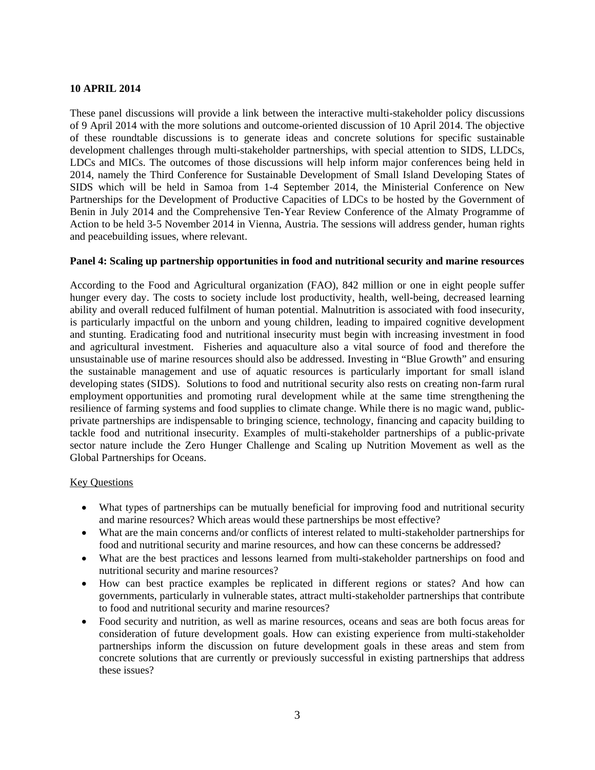**10 APRIL 2014**

These panel discussions will provide a link between the interactive multi-stakeholder policy discussions of 9 April 2014 with the more solutions and outcome-oriented discussion of 10 April 2014. The objective of these roundtable discussions is to generate ideas and concrete solutions for specific sustainable development challenges through multi-stakeholder partnerships, with special attention to SIDS, LLDCs, LDCs and MICs. The outcomes of those discussions will help inform major conferences being held in 2014, namely the Third Conference for Sustainable Development of Small Island Developing States of SIDS which will be held in Samoa from 1-4 September 2014, the Ministerial Conference on New Partnerships for the Development of Productive Capacities of LDCs to be hosted by the Government of Benin in July 2014 and the Comprehensive Ten-Year Review Conference of the Almaty Programme of Action to be held 3-5 November 2014 in Vienna, Austria. The sessions will address gender, human rights and peacebuilding issues, where relevant.

**Panel 4: Scaling up partnership opportunities in food and nutritional security and marine resources**

According to the Food and Agricultural organization (FAO), 842 million or one in eight people suffer hunger every day. The costs to society include lost productivity, health, well-being, decreased learning ability and overall reduced fulfilment of human potential. Malnutrition is associated with food insecurity, is particularly impactful on the unborn and young children, leading to impaired cognitive development and stunting. Eradicating food and nutritional insecurity must begin with increasing investment in food and agricultural investment. Fisheries and aquaculture also a vital source of food and therefore the unsustainable use of marine resources should also be addressed. Investing in "Blue Growth" and ensuring the sustainable management and use of aquatic resources is particularly important for small island developing states (SIDS). Solutions to food and nutritional security also rests on creating non-farm rural employment opportunities and promoting rural development while at the same time strengthening the resilience of farming systems and food supplies to climate change. While there is no magic wand, public-private partnerships are indispensable to bringing science, technology, financing and capacity building to tackle food and nutritional insecurity. Examples of multi-stakeholder partnerships of a public-private sector nature include the Zero Hunger Challenge and Scaling up Nutrition Movement as well as the Global Partnerships for Oceans.

Key Questions

- What types of partnerships can be mutually beneficial for improving food and nutritional security and marine resources? Which areas would these partnerships be most effective?
- What are the main concerns and/or conflicts of interest related to multi-stakeholder partnerships for food and nutritional security and marine resources, and how can these concerns be addressed?
- What are the best practices and lessons learned from multi-stakeholder partnerships on food and nutritional security and marine resources?
- How can best practice examples be replicated in different regions or states? And how can governments, particularly in vulnerable states, attract multi-stakeholder partnerships that contribute to food and nutritional security and marine resources?
- Food security and nutrition, as well as marine resources, oceans and seas are both focus areas for consideration of future development goals. How can existing experience from multi-stakeholder partnerships inform the discussion on future development goals in these areas and stem from concrete solutions that are currently or previously successful in existing partnerships that address these issues?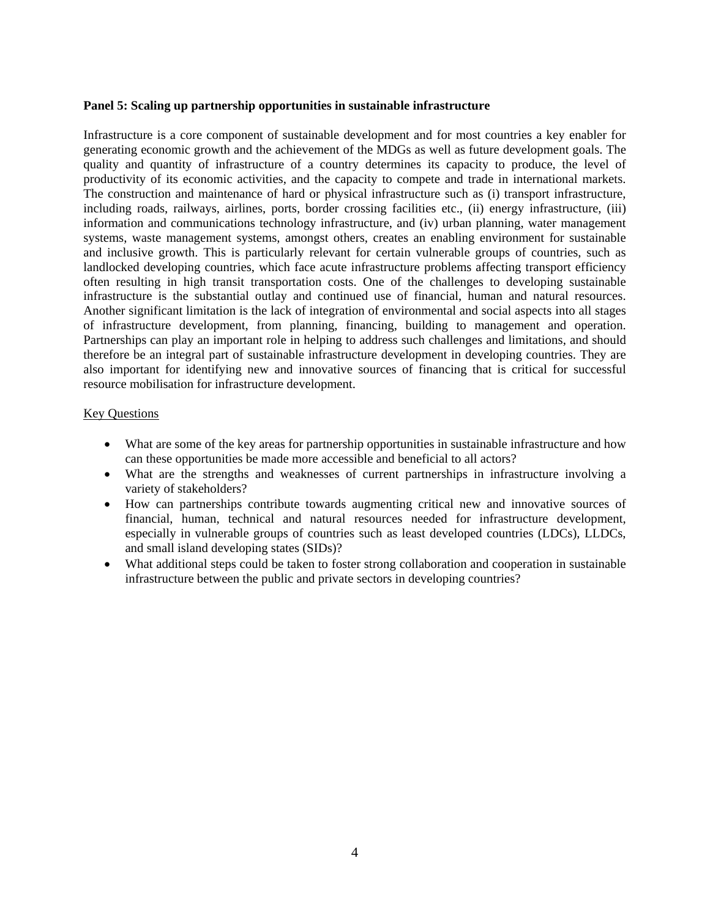**Panel 5: Scaling up partnership opportunities in sustainable infrastructure**

Infrastructure is a core component of sustainable development and for most countries a key enabler for generating economic growth and the achievement of the MDGs as well as future development goals. The quality and quantity of infrastructure of a country determines its capacity to produce, the level of productivity of its economic activities, and the capacity to compete and trade in international markets. The construction and maintenance of hard or physical infrastructure such as (i) transport infrastructure, including roads, railways, airlines, ports, border crossing facilities etc., (ii) energy infrastructure, (iii) information and communications technology infrastructure, and (iv) urban planning, water management systems, waste management systems, amongst others, creates an enabling environment for sustainable and inclusive growth. This is particularly relevant for certain vulnerable groups of countries, such as landlocked developing countries, which face acute infrastructure problems affecting transport efficiency often resulting in high transit transportation costs. One of the challenges to developing sustainable infrastructure is the substantial outlay and continued use of financial, human and natural resources. Another significant limitation is the lack of integration of environmental and social aspects into all stages of infrastructure development, from planning, financing, building to management and operation. Partnerships can play an important role in helping to address such challenges and limitations, and should therefore be an integral part of sustainable infrastructure development in developing countries. They are also important for identifying new and innovative sources of financing that is critical for successful resource mobilisation for infrastructure development.

<u>Key Questions</u>

- What are some of the key areas for partnership opportunities in sustainable infrastructure and how can these opportunities be made more accessible and beneficial to all actors?
- What are the strengths and weaknesses of current partnerships in infrastructure involving a variety of stakeholders?
- How can partnerships contribute towards augmenting critical new and innovative sources of financial, human, technical and natural resources needed for infrastructure development, especially in vulnerable groups of countries such as least developed countries (LDCs), LLDCs, and small island developing states (SIDs)?
- What additional steps could be taken to foster strong collaboration and cooperation in sustainable infrastructure between the public and private sectors in developing countries?